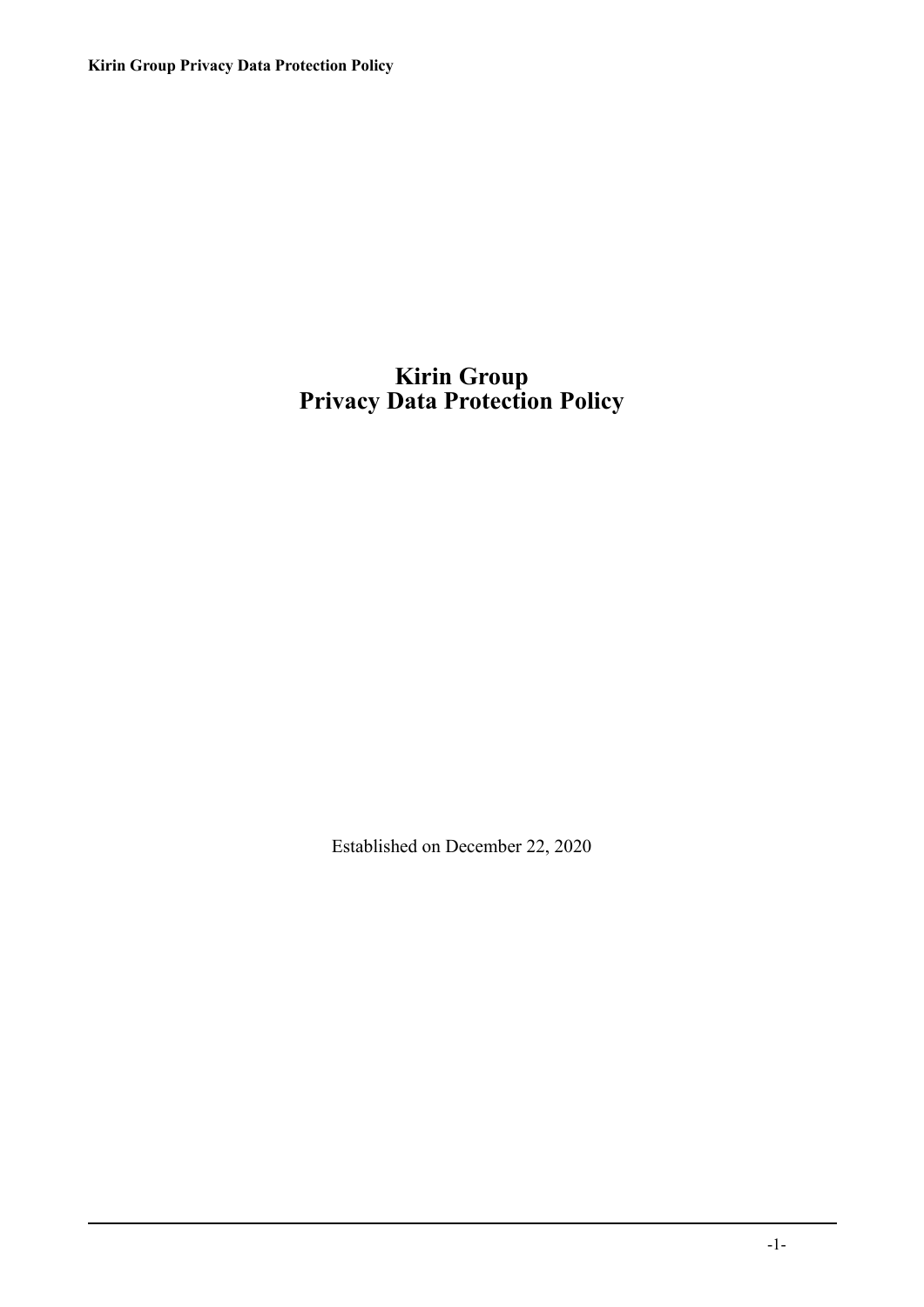# Kirin Group
# Privacy Data Protection Policy

Established on December 22, 2020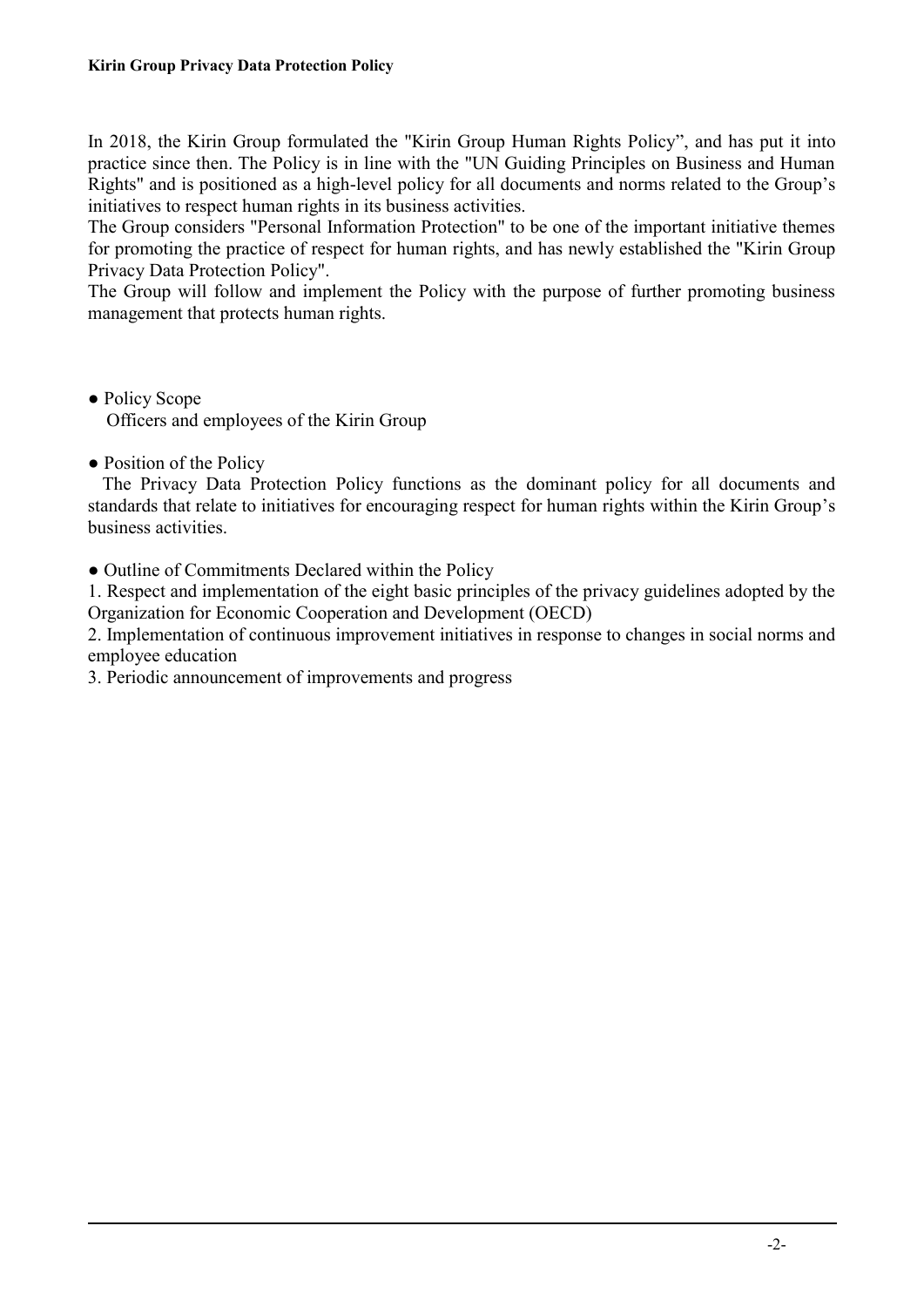**Kirin Group Privacy Data Protection Policy**

In 2018, the Kirin Group formulated the "Kirin Group Human Rights Policy", and has put it into practice since then. The Policy is in line with the "UN Guiding Principles on Business and Human Rights" and is positioned as a high-level policy for all documents and norms related to the Group's initiatives to respect human rights in its business activities.
The Group considers "Personal Information Protection" to be one of the important initiative themes for promoting the practice of respect for human rights, and has newly established the "Kirin Group Privacy Data Protection Policy".
The Group will follow and implement the Policy with the purpose of further promoting business management that protects human rights.

● Policy Scope
Officers and employees of the Kirin Group

● Position of the Policy
The Privacy Data Protection Policy functions as the dominant policy for all documents and standards that relate to initiatives for encouraging respect for human rights within the Kirin Group's business activities.

● Outline of Commitments Declared within the Policy

1. Respect and implementation of the eight basic principles of the privacy guidelines adopted by the Organization for Economic Cooperation and Development (OECD)
2. Implementation of continuous improvement initiatives in response to changes in social norms and employee education
3. Periodic announcement of improvements and progress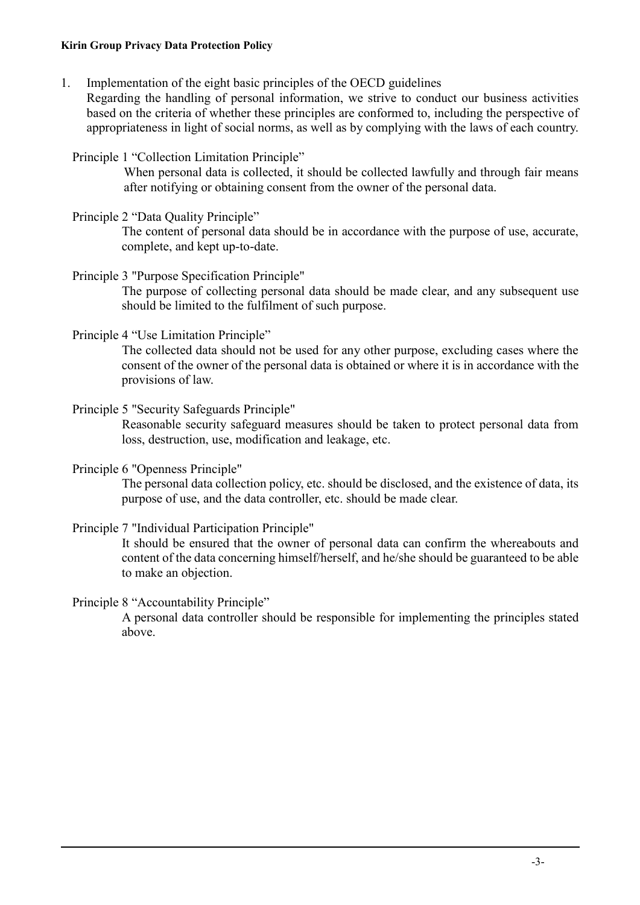1. Implementation of the eight basic principles of the OECD guidelines

   Regarding the handling of personal information, we strive to conduct our business activities based on the criteria of whether these principles are conformed to, including the perspective of appropriateness in light of social norms, as well as by complying with the laws of each country.

   Principle 1 “Collection Limitation Principle”

   When personal data is collected, it should be collected lawfully and through fair means after notifying or obtaining consent from the owner of the personal data.

   Principle 2 “Data Quality Principle”

   The content of personal data should be in accordance with the purpose of use, accurate, complete, and kept up-to-date.

   Principle 3 "Purpose Specification Principle"

   The purpose of collecting personal data should be made clear, and any subsequent use should be limited to the fulfilment of such purpose.

   Principle 4 “Use Limitation Principle”

   The collected data should not be used for any other purpose, excluding cases where the consent of the owner of the personal data is obtained or where it is in accordance with the provisions of law.

   Principle 5 "Security Safeguards Principle"

   Reasonable security safeguard measures should be taken to protect personal data from loss, destruction, use, modification and leakage, etc.

   Principle 6 "Openness Principle"

   The personal data collection policy, etc. should be disclosed, and the existence of data, its purpose of use, and the data controller, etc. should be made clear.

   Principle 7 "Individual Participation Principle"

   It should be ensured that the owner of personal data can confirm the whereabouts and content of the data concerning himself/herself, and he/she should be guaranteed to be able to make an objection.

   Principle 8 “Accountability Principle”

   A personal data controller should be responsible for implementing the principles stated above.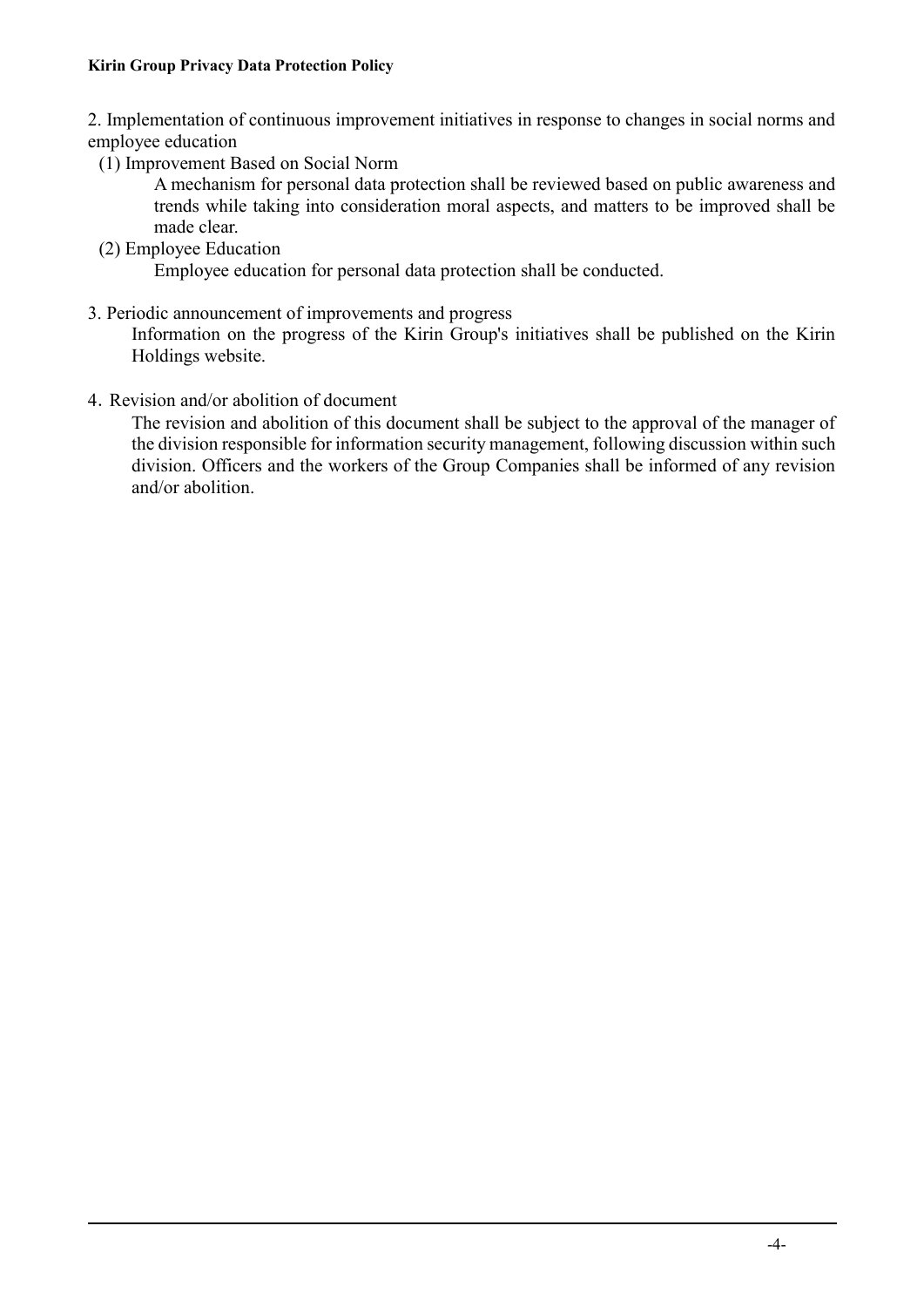2. Implementation of continuous improvement initiatives in response to changes in social norms and employee education

(1) Improvement Based on Social Norm

A mechanism for personal data protection shall be reviewed based on public awareness and trends while taking into consideration moral aspects, and matters to be improved shall be made clear.

(2) Employee Education

Employee education for personal data protection shall be conducted.

3. Periodic announcement of improvements and progress

Information on the progress of the Kirin Group's initiatives shall be published on the Kirin Holdings website.

4. Revision and/or abolition of document

The revision and abolition of this document shall be subject to the approval of the manager of the division responsible for information security management, following discussion within such division. Officers and the workers of the Group Companies shall be informed of any revision and/or abolition.